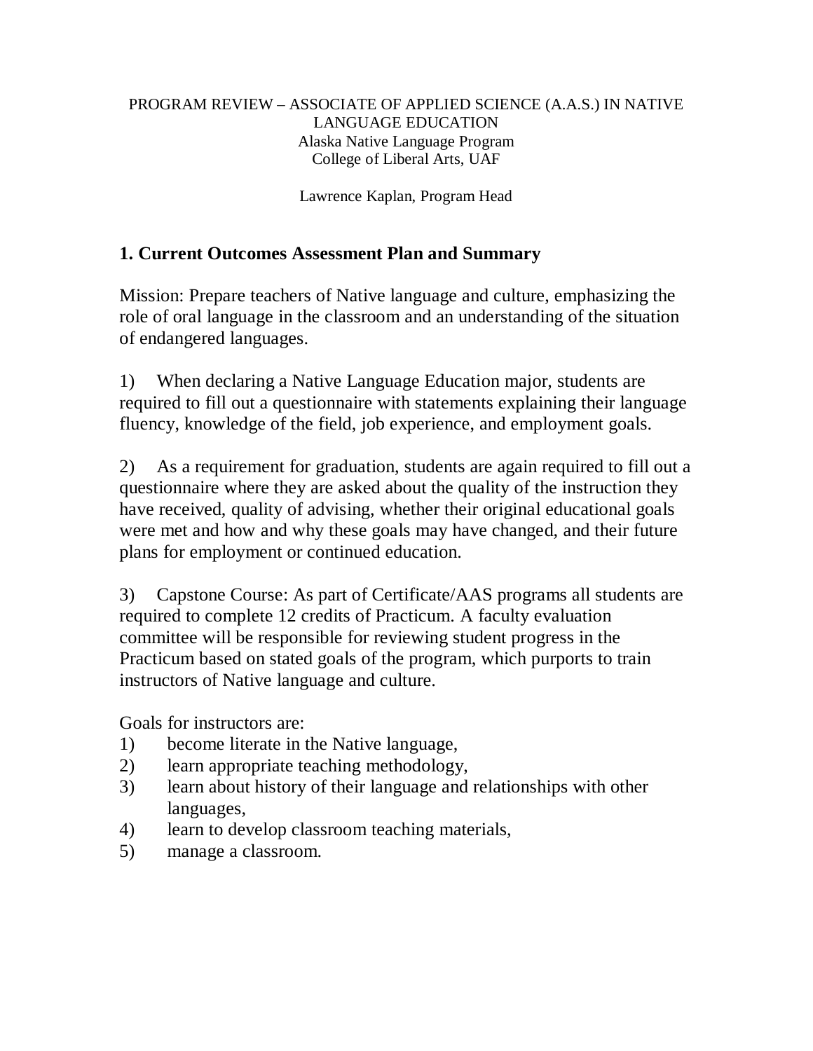PROGRAM REVIEW – ASSOCIATE OF APPLIED SCIENCE (A.A.S.) IN NATIVE LANGUAGE EDUCATION
Alaska Native Language Program
College of Liberal Arts, UAF

Lawrence Kaplan, Program Head

## 1. Current Outcomes Assessment Plan and Summary

Mission: Prepare teachers of Native language and culture, emphasizing the role of oral language in the classroom and an understanding of the situation of endangered languages.

1) When declaring a Native Language Education major, students are required to fill out a questionnaire with statements explaining their language fluency, knowledge of the field, job experience, and employment goals.

2) As a requirement for graduation, students are again required to fill out a questionnaire where they are asked about the quality of the instruction they have received, quality of advising, whether their original educational goals were met and how and why these goals may have changed, and their future plans for employment or continued education.

3) Capstone Course: As part of Certificate/AAS programs all students are required to complete 12 credits of Practicum. A faculty evaluation committee will be responsible for reviewing student progress in the Practicum based on stated goals of the program, which purports to train instructors of Native language and culture.

Goals for instructors are:

1) become literate in the Native language,
2) learn appropriate teaching methodology,
3) learn about history of their language and relationships with other languages,
4) learn to develop classroom teaching materials,
5) manage a classroom.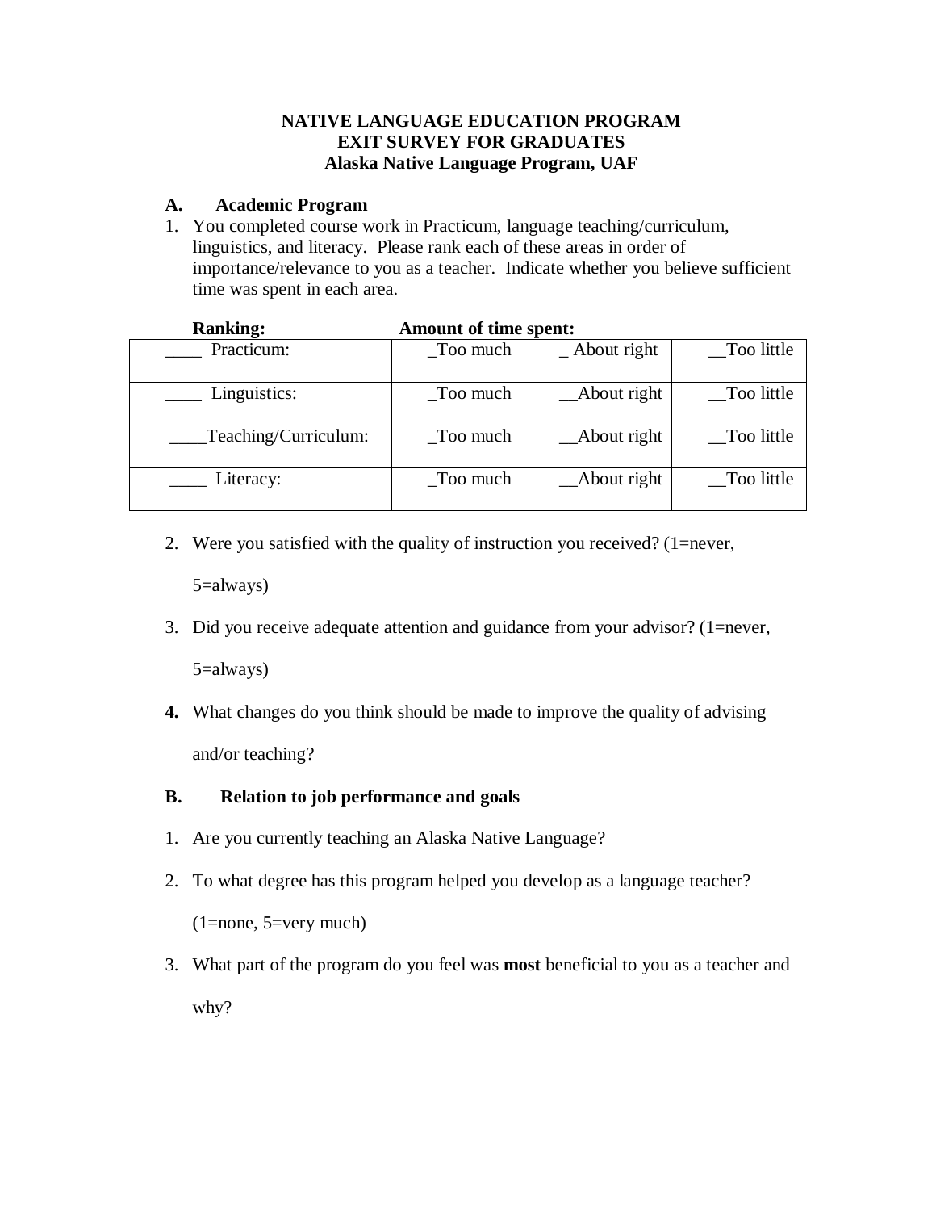**NATIVE LANGUAGE EDUCATION PROGRAM**
**EXIT SURVEY FOR GRADUATES**
**Alaska Native Language Program, UAF**

## A. Academic Program

1. You completed course work in Practicum, language teaching/curriculum, linguistics, and literacy. Please rank each of these areas in order of importance/relevance to you as a teacher. Indicate whether you believe sufficient time was spent in each area.

| **Ranking:** | **Amount of time spent:** | | |
|---|---|---|---|
| ____ Practicum: | _Too much | _ About right | __Too little |
| ____ Linguistics: | _Too much | __About right | __Too little |
| ____Teaching/Curriculum: | _Too much | __About right | __Too little |
| ____ Literacy: | _Too much | __About right | __Too little |

2. Were you satisfied with the quality of instruction you received? (1=never, 5=always)

3. Did you receive adequate attention and guidance from your advisor? (1=never, 5=always)

4. What changes do you think should be made to improve the quality of advising and/or teaching?

## B. Relation to job performance and goals

1. Are you currently teaching an Alaska Native Language?

2. To what degree has this program helped you develop as a language teacher? (1=none, 5=very much)

3. What part of the program do you feel was **most** beneficial to you as a teacher and why?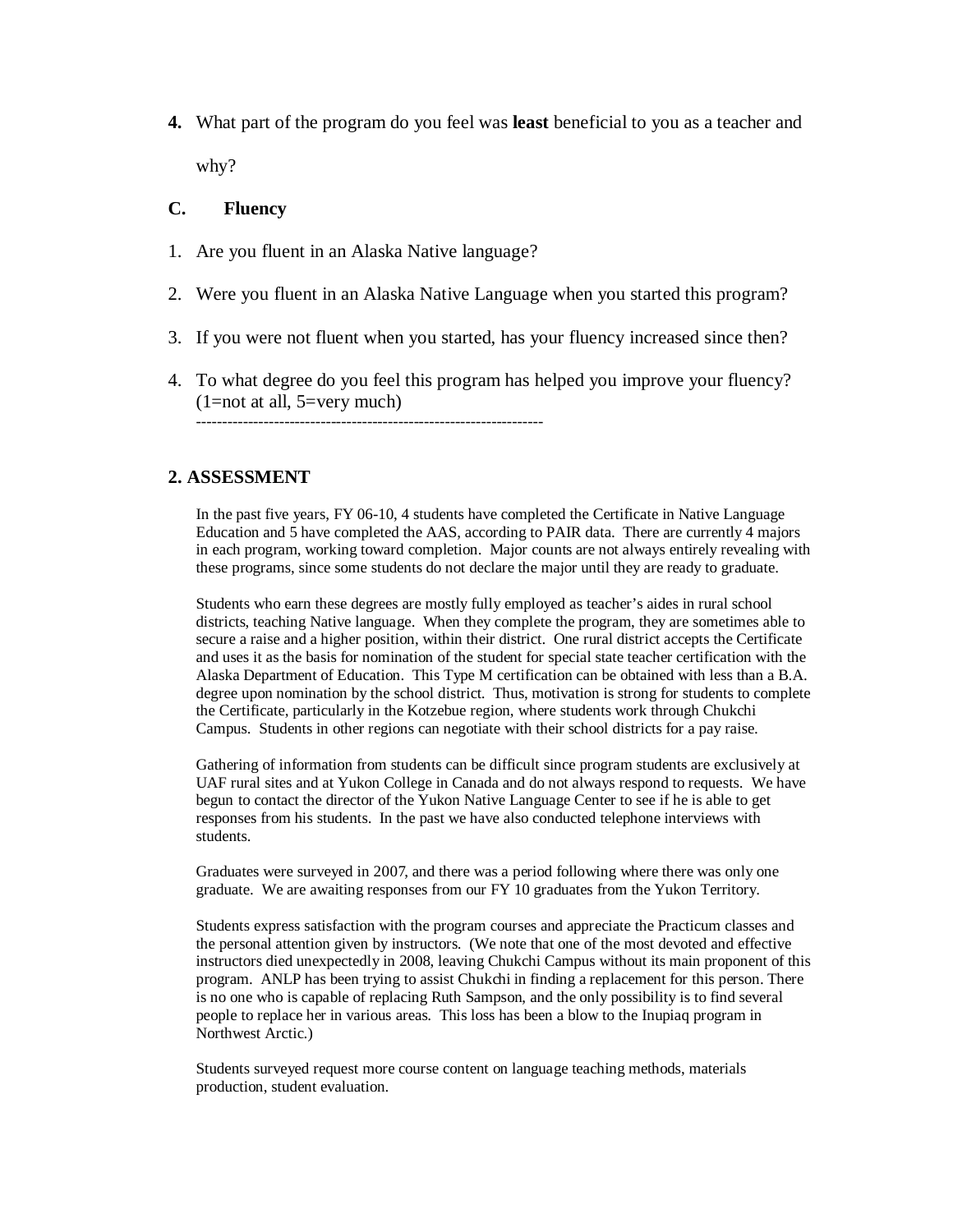4. What part of the program do you feel was **least** beneficial to you as a teacher and why?

**C. Fluency**

1. Are you fluent in an Alaska Native language?
2. Were you fluent in an Alaska Native Language when you started this program?
3. If you were not fluent when you started, has your fluency increased since then?
4. To what degree do you feel this program has helped you improve your fluency? (1=not at all, 5=very much)

---

## 2. ASSESSMENT

In the past five years, FY 06-10, 4 students have completed the Certificate in Native Language Education and 5 have completed the AAS, according to PAIR data. There are currently 4 majors in each program, working toward completion. Major counts are not always entirely revealing with these programs, since some students do not declare the major until they are ready to graduate.

Students who earn these degrees are mostly fully employed as teacher's aides in rural school districts, teaching Native language. When they complete the program, they are sometimes able to secure a raise and a higher position, within their district. One rural district accepts the Certificate and uses it as the basis for nomination of the student for special state teacher certification with the Alaska Department of Education. This Type M certification can be obtained with less than a B.A. degree upon nomination by the school district. Thus, motivation is strong for students to complete the Certificate, particularly in the Kotzebue region, where students work through Chukchi Campus. Students in other regions can negotiate with their school districts for a pay raise.

Gathering of information from students can be difficult since program students are exclusively at UAF rural sites and at Yukon College in Canada and do not always respond to requests. We have begun to contact the director of the Yukon Native Language Center to see if he is able to get responses from his students. In the past we have also conducted telephone interviews with students.

Graduates were surveyed in 2007, and there was a period following where there was only one graduate. We are awaiting responses from our FY 10 graduates from the Yukon Territory.

Students express satisfaction with the program courses and appreciate the Practicum classes and the personal attention given by instructors. (We note that one of the most devoted and effective instructors died unexpectedly in 2008, leaving Chukchi Campus without its main proponent of this program. ANLP has been trying to assist Chukchi in finding a replacement for this person. There is no one who is capable of replacing Ruth Sampson, and the only possibility is to find several people to replace her in various areas. This loss has been a blow to the Inupiaq program in Northwest Arctic.)

Students surveyed request more course content on language teaching methods, materials production, student evaluation.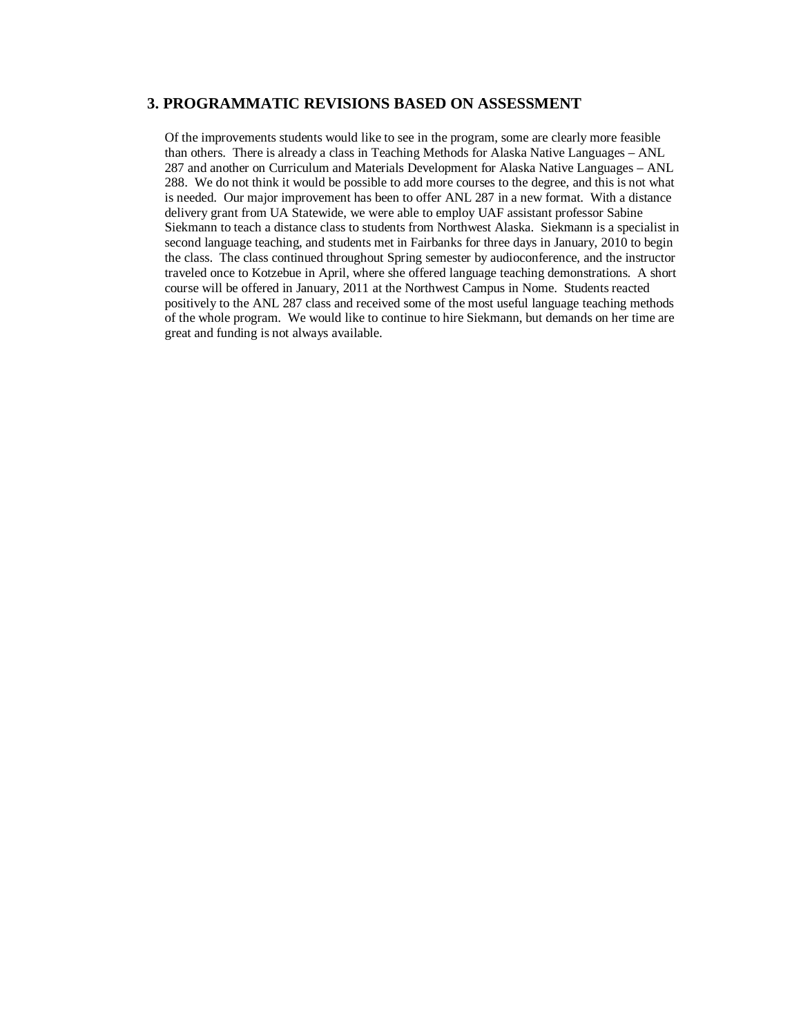## 3. PROGRAMMATIC REVISIONS BASED ON ASSESSMENT

Of the improvements students would like to see in the program, some are clearly more feasible than others. There is already a class in Teaching Methods for Alaska Native Languages – ANL 287 and another on Curriculum and Materials Development for Alaska Native Languages – ANL 288. We do not think it would be possible to add more courses to the degree, and this is not what is needed. Our major improvement has been to offer ANL 287 in a new format. With a distance delivery grant from UA Statewide, we were able to employ UAF assistant professor Sabine Siekmann to teach a distance class to students from Northwest Alaska. Siekmann is a specialist in second language teaching, and students met in Fairbanks for three days in January, 2010 to begin the class. The class continued throughout Spring semester by audioconference, and the instructor traveled once to Kotzebue in April, where she offered language teaching demonstrations. A short course will be offered in January, 2011 at the Northwest Campus in Nome. Students reacted positively to the ANL 287 class and received some of the most useful language teaching methods of the whole program. We would like to continue to hire Siekmann, but demands on her time are great and funding is not always available.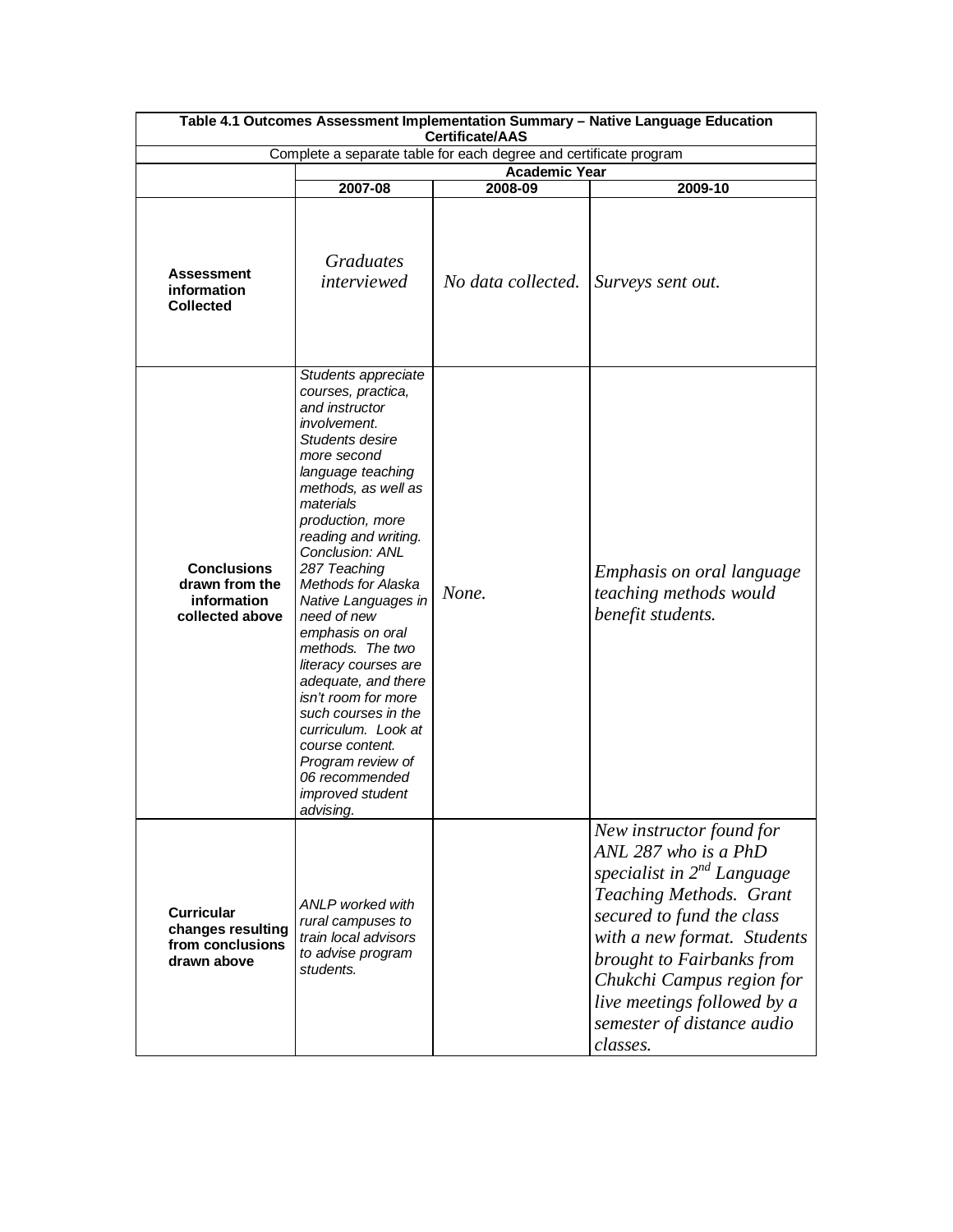| Table 4.1 Outcomes Assessment Implementation Summary – Native Language Education Certificate/AAS | | | |
|---|---|---|---|
| Complete a separate table for each degree and certificate program | | | |
| | Academic Year | | |
| | 2007-08 | 2008-09 | 2009-10 |
| **Assessment information Collected** | *Graduates interviewed* | *No data collected.* | *Surveys sent out.* |
| **Conclusions drawn from the information collected above** | *Students appreciate courses, practica, and instructor involvement. Students desire more second language teaching methods, as well as materials production, more reading and writing. Conclusion: ANL 287 Teaching Methods for Alaska Native Languages in need of new emphasis on oral methods. The two literacy courses are adequate, and there isn't room for more such courses in the curriculum. Look at course content. Program review of 06 recommended improved student advising.* | *None.* | *Emphasis on oral language teaching methods would benefit students.* |
| **Curricular changes resulting from conclusions drawn above** | *ANLP worked with rural campuses to train local advisors to advise program students.* | | *New instructor found for ANL 287 who is a PhD specialist in 2nd Language Teaching Methods. Grant secured to fund the class with a new format. Students brought to Fairbanks from Chukchi Campus region for live meetings followed by a semester of distance audio classes.* |